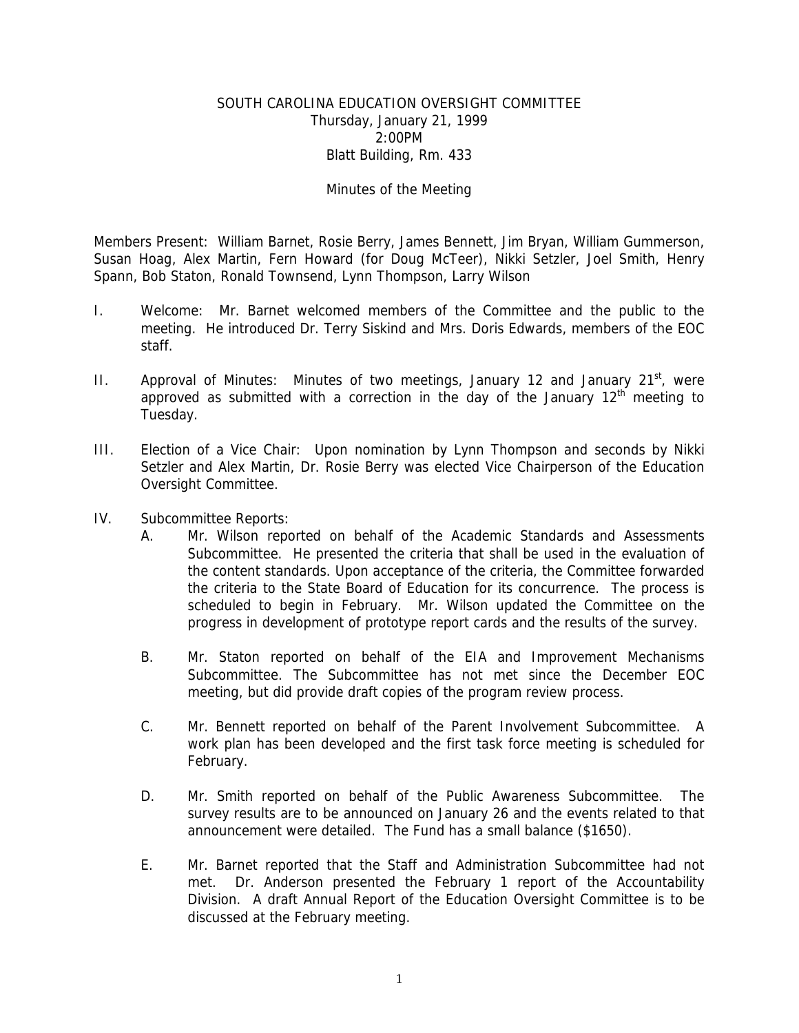# SOUTH CAROLINA EDUCATION OVERSIGHT COMMITTEE

Thursday, January 21, 1999
2:00PM
Blatt Building, Rm. 433

## Minutes of the Meeting

Members Present: William Barnet, Rosie Berry, James Bennett, Jim Bryan, William Gummerson, Susan Hoag, Alex Martin, Fern Howard (for Doug McTeer), Nikki Setzler, Joel Smith, Henry Spann, Bob Staton, Ronald Townsend, Lynn Thompson, Larry Wilson

I. Welcome: Mr. Barnet welcomed members of the Committee and the public to the meeting. He introduced Dr. Terry Siskind and Mrs. Doris Edwards, members of the EOC staff.

II. Approval of Minutes: Minutes of two meetings, January 12 and January 21st, were approved as submitted with a correction in the day of the January 12th meeting to Tuesday.

III. Election of a Vice Chair: Upon nomination by Lynn Thompson and seconds by Nikki Setzler and Alex Martin, Dr. Rosie Berry was elected Vice Chairperson of the Education Oversight Committee.

IV. Subcommittee Reports:

   A. Mr. Wilson reported on behalf of the Academic Standards and Assessments Subcommittee. He presented the criteria that shall be used in the evaluation of the content standards. Upon acceptance of the criteria, the Committee forwarded the criteria to the State Board of Education for its concurrence. The process is scheduled to begin in February. Mr. Wilson updated the Committee on the progress in development of prototype report cards and the results of the survey.

   B. Mr. Staton reported on behalf of the EIA and Improvement Mechanisms Subcommittee. The Subcommittee has not met since the December EOC meeting, but did provide draft copies of the program review process.

   C. Mr. Bennett reported on behalf of the Parent Involvement Subcommittee. A work plan has been developed and the first task force meeting is scheduled for February.

   D. Mr. Smith reported on behalf of the Public Awareness Subcommittee. The survey results are to be announced on January 26 and the events related to that announcement were detailed. The Fund has a small balance ($1650).

   E. Mr. Barnet reported that the Staff and Administration Subcommittee had not met. Dr. Anderson presented the February 1 report of the Accountability Division. A draft Annual Report of the Education Oversight Committee is to be discussed at the February meeting.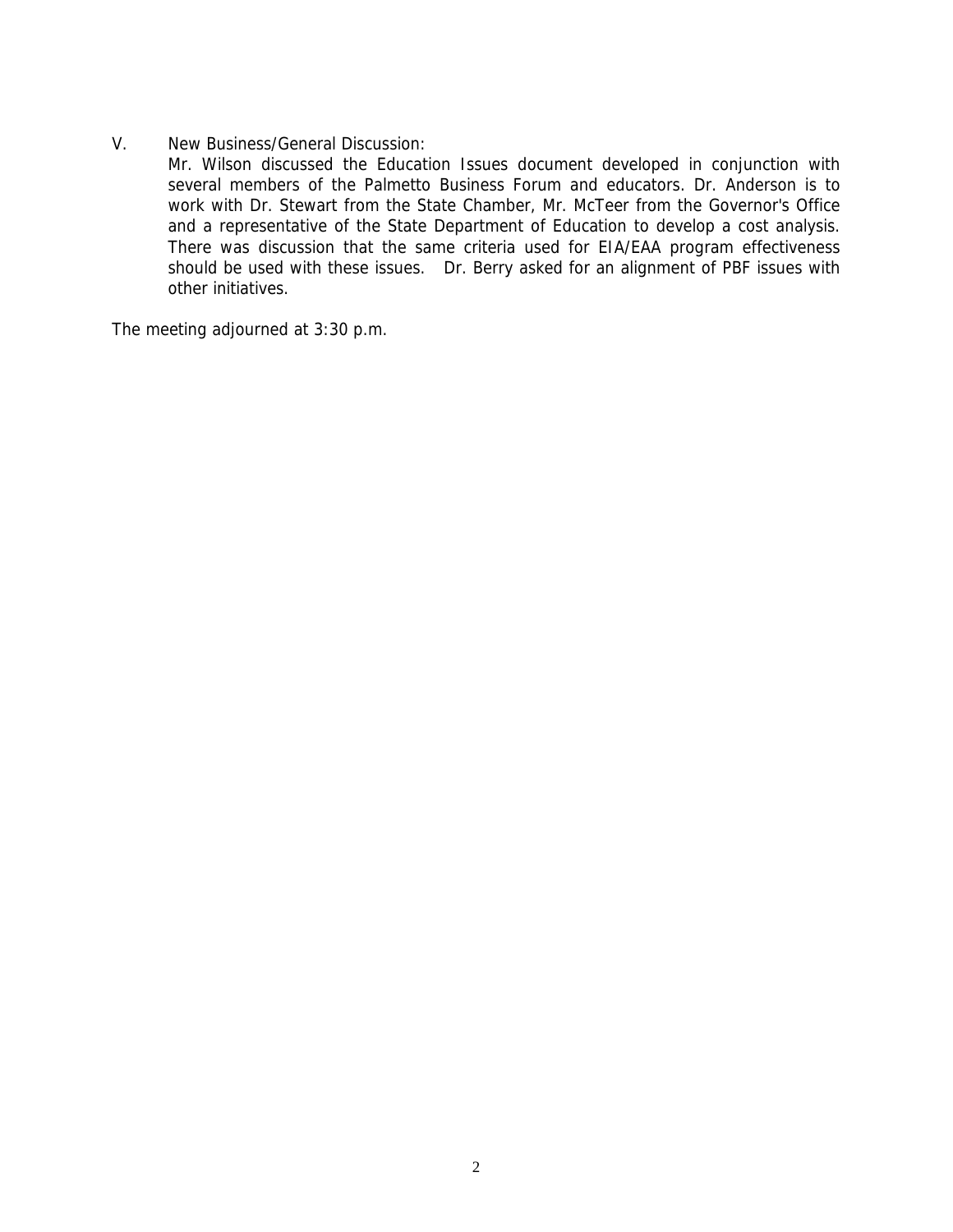V. New Business/General Discussion:

Mr. Wilson discussed the Education Issues document developed in conjunction with several members of the Palmetto Business Forum and educators. Dr. Anderson is to work with Dr. Stewart from the State Chamber, Mr. McTeer from the Governor's Office and a representative of the State Department of Education to develop a cost analysis. There was discussion that the same criteria used for EIA/EAA program effectiveness should be used with these issues. Dr. Berry asked for an alignment of PBF issues with other initiatives.

The meeting adjourned at 3:30 p.m.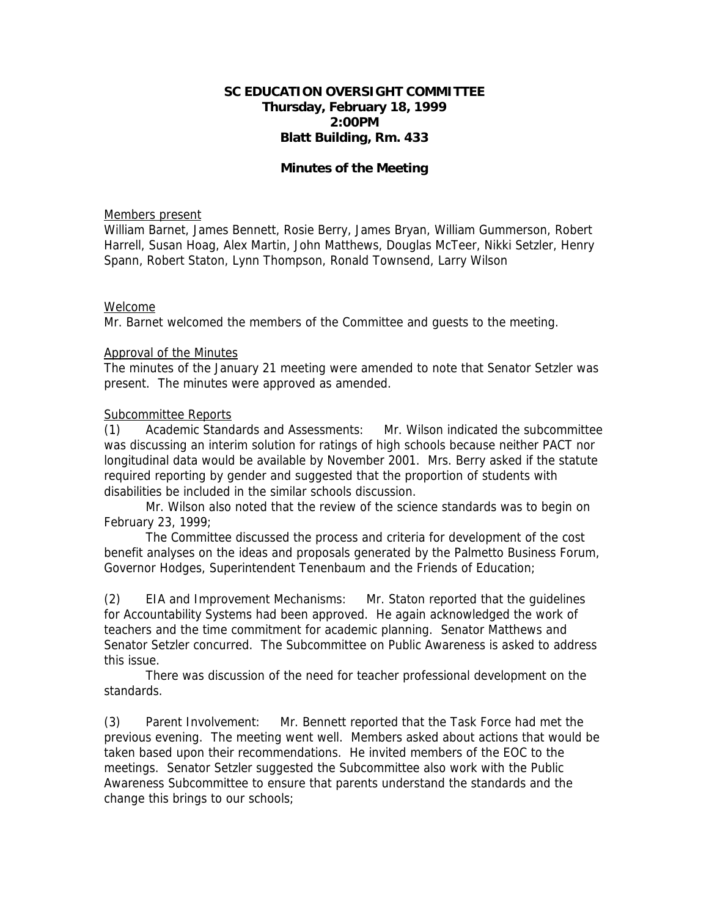# SC EDUCATION OVERSIGHT COMMITTEE
## Thursday, February 18, 1999
## 2:00PM
## Blatt Building, Rm. 433

## Minutes of the Meeting

<u>Members present</u>
William Barnet, James Bennett, Rosie Berry, James Bryan, William Gummerson, Robert Harrell, Susan Hoag, Alex Martin, John Matthews, Douglas McTeer, Nikki Setzler, Henry Spann, Robert Staton, Lynn Thompson, Ronald Townsend, Larry Wilson

<u>Welcome</u>
Mr. Barnet welcomed the members of the Committee and guests to the meeting.

<u>Approval of the Minutes</u>
The minutes of the January 21 meeting were amended to note that Senator Setzler was present. The minutes were approved as amended.

<u>Subcommittee Reports</u>
(1) Academic Standards and Assessments: Mr. Wilson indicated the subcommittee was discussing an interim solution for ratings of high schools because neither PACT nor longitudinal data would be available by November 2001. Mrs. Berry asked if the statute required reporting by gender and suggested that the proportion of students with disabilities be included in the similar schools discussion.

Mr. Wilson also noted that the review of the science standards was to begin on February 23, 1999;

The Committee discussed the process and criteria for development of the cost benefit analyses on the ideas and proposals generated by the Palmetto Business Forum, Governor Hodges, Superintendent Tenenbaum and the Friends of Education;

(2) EIA and Improvement Mechanisms: Mr. Staton reported that the guidelines for Accountability Systems had been approved. He again acknowledged the work of teachers and the time commitment for academic planning. Senator Matthews and Senator Setzler concurred. The Subcommittee on Public Awareness is asked to address this issue.

There was discussion of the need for teacher professional development on the standards.

(3) Parent Involvement: Mr. Bennett reported that the Task Force had met the previous evening. The meeting went well. Members asked about actions that would be taken based upon their recommendations. He invited members of the EOC to the meetings. Senator Setzler suggested the Subcommittee also work with the Public Awareness Subcommittee to ensure that parents understand the standards and the change this brings to our schools;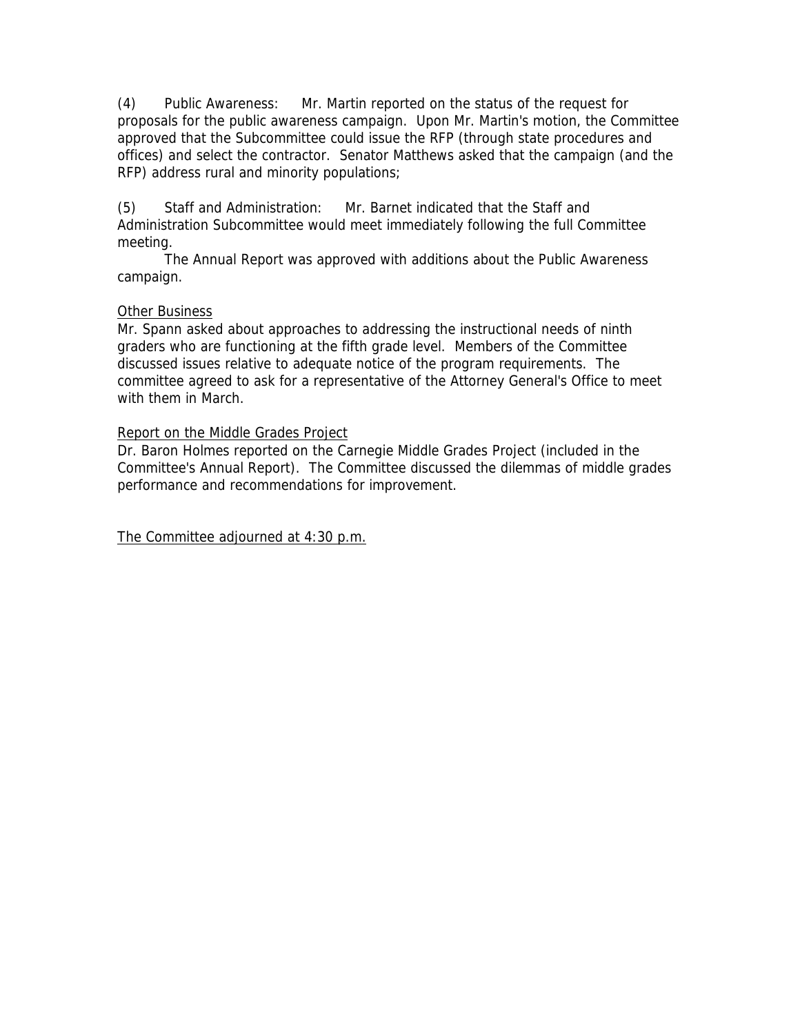(4) Public Awareness: Mr. Martin reported on the status of the request for proposals for the public awareness campaign. Upon Mr. Martin's motion, the Committee approved that the Subcommittee could issue the RFP (through state procedures and offices) and select the contractor. Senator Matthews asked that the campaign (and the RFP) address rural and minority populations;

(5) Staff and Administration: Mr. Barnet indicated that the Staff and Administration Subcommittee would meet immediately following the full Committee meeting.

The Annual Report was approved with additions about the Public Awareness campaign.

<u>Other Business</u>

Mr. Spann asked about approaches to addressing the instructional needs of ninth graders who are functioning at the fifth grade level. Members of the Committee discussed issues relative to adequate notice of the program requirements. The committee agreed to ask for a representative of the Attorney General's Office to meet with them in March.

<u>Report on the Middle Grades Project</u>

Dr. Baron Holmes reported on the Carnegie Middle Grades Project (included in the Committee's Annual Report). The Committee discussed the dilemmas of middle grades performance and recommendations for improvement.

<u>The Committee adjourned at 4:30 p.m.</u>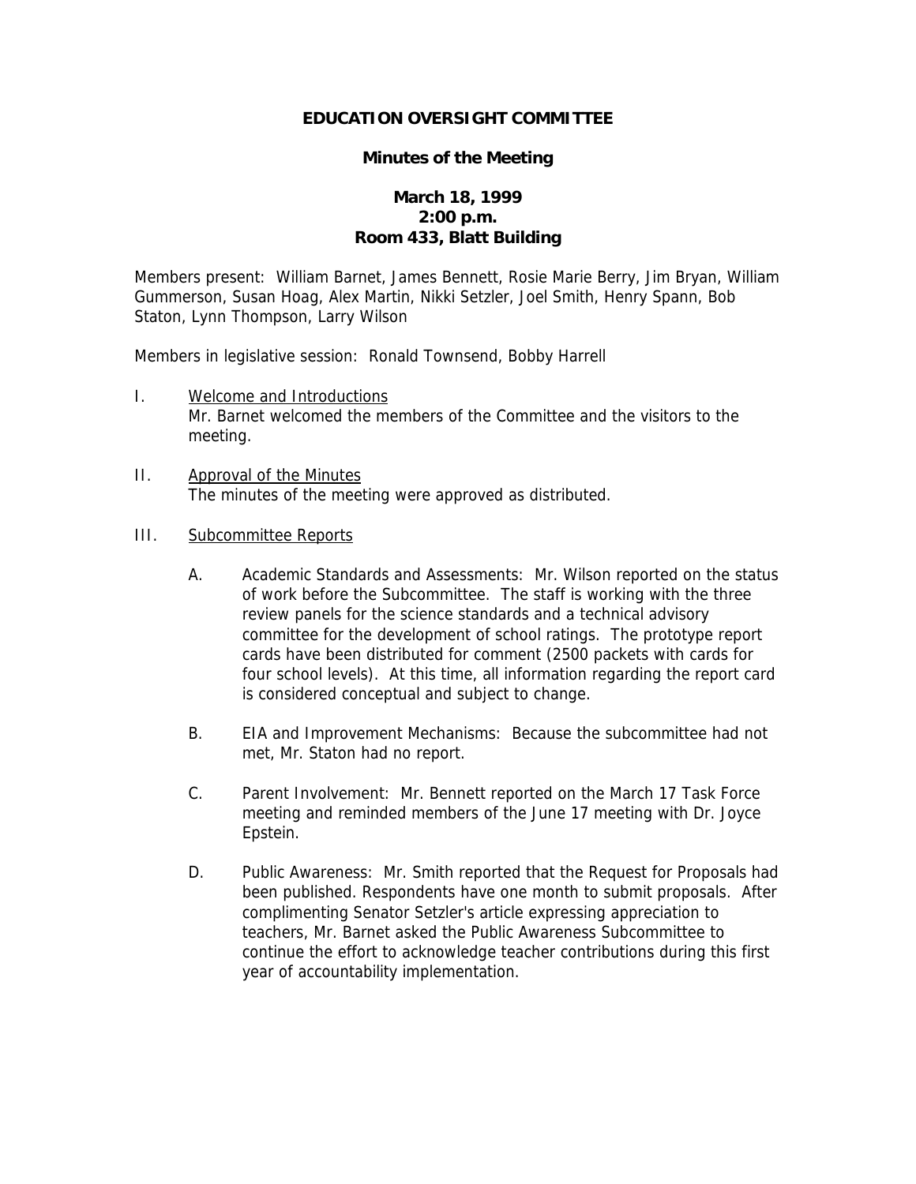# EDUCATION OVERSIGHT COMMITTEE

## Minutes of the Meeting

**March 18, 1999**
**2:00 p.m.**
**Room 433, Blatt Building**

Members present: William Barnet, James Bennett, Rosie Marie Berry, Jim Bryan, William Gummerson, Susan Hoag, Alex Martin, Nikki Setzler, Joel Smith, Henry Spann, Bob Staton, Lynn Thompson, Larry Wilson

Members in legislative session: Ronald Townsend, Bobby Harrell

I. Welcome and Introductions
Mr. Barnet welcomed the members of the Committee and the visitors to the meeting.

II. Approval of the Minutes
The minutes of the meeting were approved as distributed.

III. Subcommittee Reports

A. Academic Standards and Assessments: Mr. Wilson reported on the status of work before the Subcommittee. The staff is working with the three review panels for the science standards and a technical advisory committee for the development of school ratings. The prototype report cards have been distributed for comment (2500 packets with cards for four school levels). At this time, all information regarding the report card is considered conceptual and subject to change.

B. EIA and Improvement Mechanisms: Because the subcommittee had not met, Mr. Staton had no report.

C. Parent Involvement: Mr. Bennett reported on the March 17 Task Force meeting and reminded members of the June 17 meeting with Dr. Joyce Epstein.

D. Public Awareness: Mr. Smith reported that the Request for Proposals had been published. Respondents have one month to submit proposals. After complimenting Senator Setzler's article expressing appreciation to teachers, Mr. Barnet asked the Public Awareness Subcommittee to continue the effort to acknowledge teacher contributions during this first year of accountability implementation.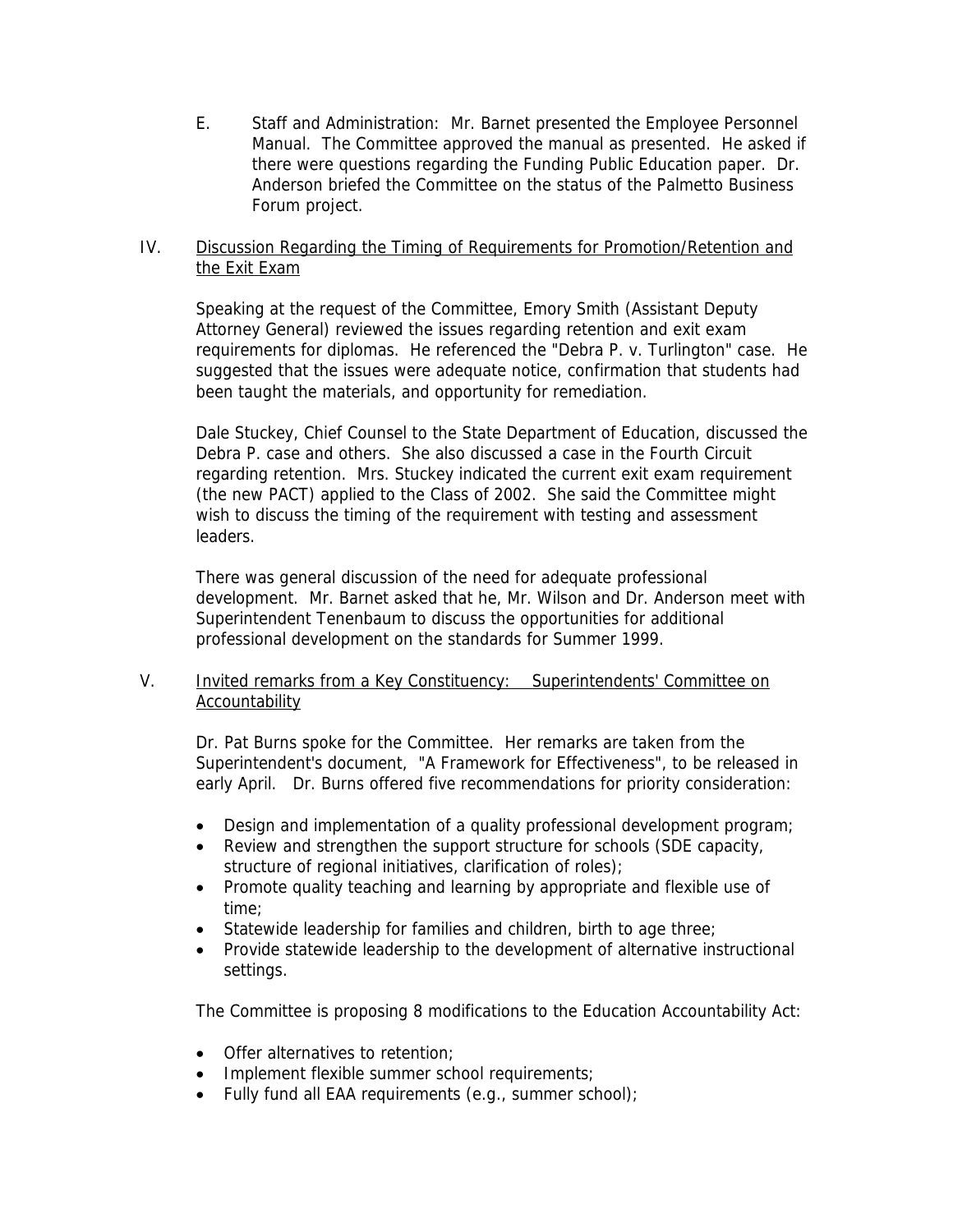E. Staff and Administration: Mr. Barnet presented the Employee Personnel Manual. The Committee approved the manual as presented. He asked if there were questions regarding the Funding Public Education paper. Dr. Anderson briefed the Committee on the status of the Palmetto Business Forum project.

## IV. Discussion Regarding the Timing of Requirements for Promotion/Retention and the Exit Exam

Speaking at the request of the Committee, Emory Smith (Assistant Deputy Attorney General) reviewed the issues regarding retention and exit exam requirements for diplomas. He referenced the "Debra P. v. Turlington" case. He suggested that the issues were adequate notice, confirmation that students had been taught the materials, and opportunity for remediation.

Dale Stuckey, Chief Counsel to the State Department of Education, discussed the Debra P. case and others. She also discussed a case in the Fourth Circuit regarding retention. Mrs. Stuckey indicated the current exit exam requirement (the new PACT) applied to the Class of 2002. She said the Committee might wish to discuss the timing of the requirement with testing and assessment leaders.

There was general discussion of the need for adequate professional development. Mr. Barnet asked that he, Mr. Wilson and Dr. Anderson meet with Superintendent Tenenbaum to discuss the opportunities for additional professional development on the standards for Summer 1999.

## V. Invited remarks from a Key Constituency: Superintendents' Committee on Accountability

Dr. Pat Burns spoke for the Committee. Her remarks are taken from the Superintendent's document, "A Framework for Effectiveness", to be released in early April. Dr. Burns offered five recommendations for priority consideration:

- Design and implementation of a quality professional development program;
- Review and strengthen the support structure for schools (SDE capacity, structure of regional initiatives, clarification of roles);
- Promote quality teaching and learning by appropriate and flexible use of time;
- Statewide leadership for families and children, birth to age three;
- Provide statewide leadership to the development of alternative instructional settings.

The Committee is proposing 8 modifications to the Education Accountability Act:

- Offer alternatives to retention;
- Implement flexible summer school requirements;
- Fully fund all EAA requirements (e.g., summer school);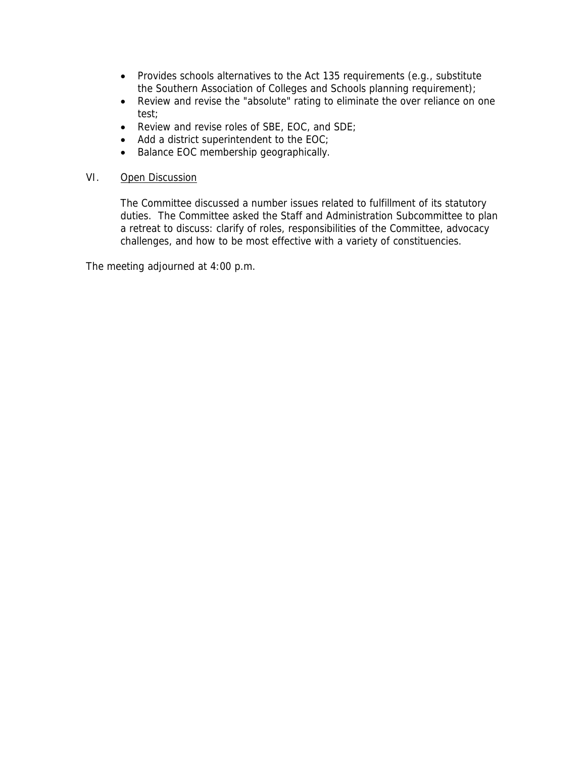- Provides schools alternatives to the Act 135 requirements (e.g., substitute the Southern Association of Colleges and Schools planning requirement);
- Review and revise the "absolute" rating to eliminate the over reliance on one test;
- Review and revise roles of SBE, EOC, and SDE;
- Add a district superintendent to the EOC;
- Balance EOC membership geographically.

VI. <u>Open Discussion</u>

The Committee discussed a number issues related to fulfillment of its statutory duties. The Committee asked the Staff and Administration Subcommittee to plan a retreat to discuss: clarify of roles, responsibilities of the Committee, advocacy challenges, and how to be most effective with a variety of constituencies.

The meeting adjourned at 4:00 p.m.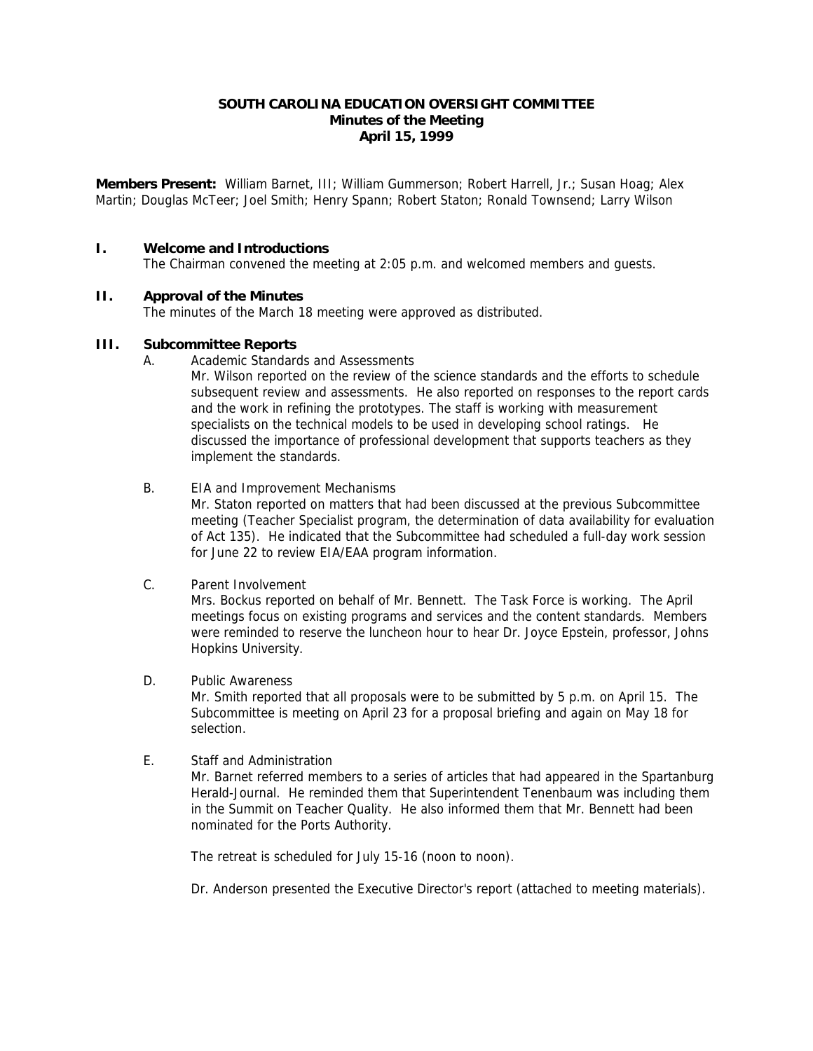# SOUTH CAROLINA EDUCATION OVERSIGHT COMMITTEE
## Minutes of the Meeting
## April 15, 1999

**Members Present:** William Barnet, III; William Gummerson; Robert Harrell, Jr.; Susan Hoag; Alex Martin; Douglas McTeer; Joel Smith; Henry Spann; Robert Staton; Ronald Townsend; Larry Wilson

### I. Welcome and Introductions

The Chairman convened the meeting at 2:05 p.m. and welcomed members and guests.

### II. Approval of the Minutes

The minutes of the March 18 meeting were approved as distributed.

### III. Subcommittee Reports

A. Academic Standards and Assessments

Mr. Wilson reported on the review of the science standards and the efforts to schedule subsequent review and assessments. He also reported on responses to the report cards and the work in refining the prototypes. The staff is working with measurement specialists on the technical models to be used in developing school ratings. He discussed the importance of professional development that supports teachers as they implement the standards.

B. EIA and Improvement Mechanisms

Mr. Staton reported on matters that had been discussed at the previous Subcommittee meeting (Teacher Specialist program, the determination of data availability for evaluation of Act 135). He indicated that the Subcommittee had scheduled a full-day work session for June 22 to review EIA/EAA program information.

C. Parent Involvement

Mrs. Bockus reported on behalf of Mr. Bennett. The Task Force is working. The April meetings focus on existing programs and services and the content standards. Members were reminded to reserve the luncheon hour to hear Dr. Joyce Epstein, professor, Johns Hopkins University.

D. Public Awareness

Mr. Smith reported that all proposals were to be submitted by 5 p.m. on April 15. The Subcommittee is meeting on April 23 for a proposal briefing and again on May 18 for selection.

E. Staff and Administration

Mr. Barnet referred members to a series of articles that had appeared in the Spartanburg Herald-Journal. He reminded them that Superintendent Tenenbaum was including them in the Summit on Teacher Quality. He also informed them that Mr. Bennett had been nominated for the Ports Authority.

The retreat is scheduled for July 15-16 (noon to noon).

Dr. Anderson presented the Executive Director's report (attached to meeting materials).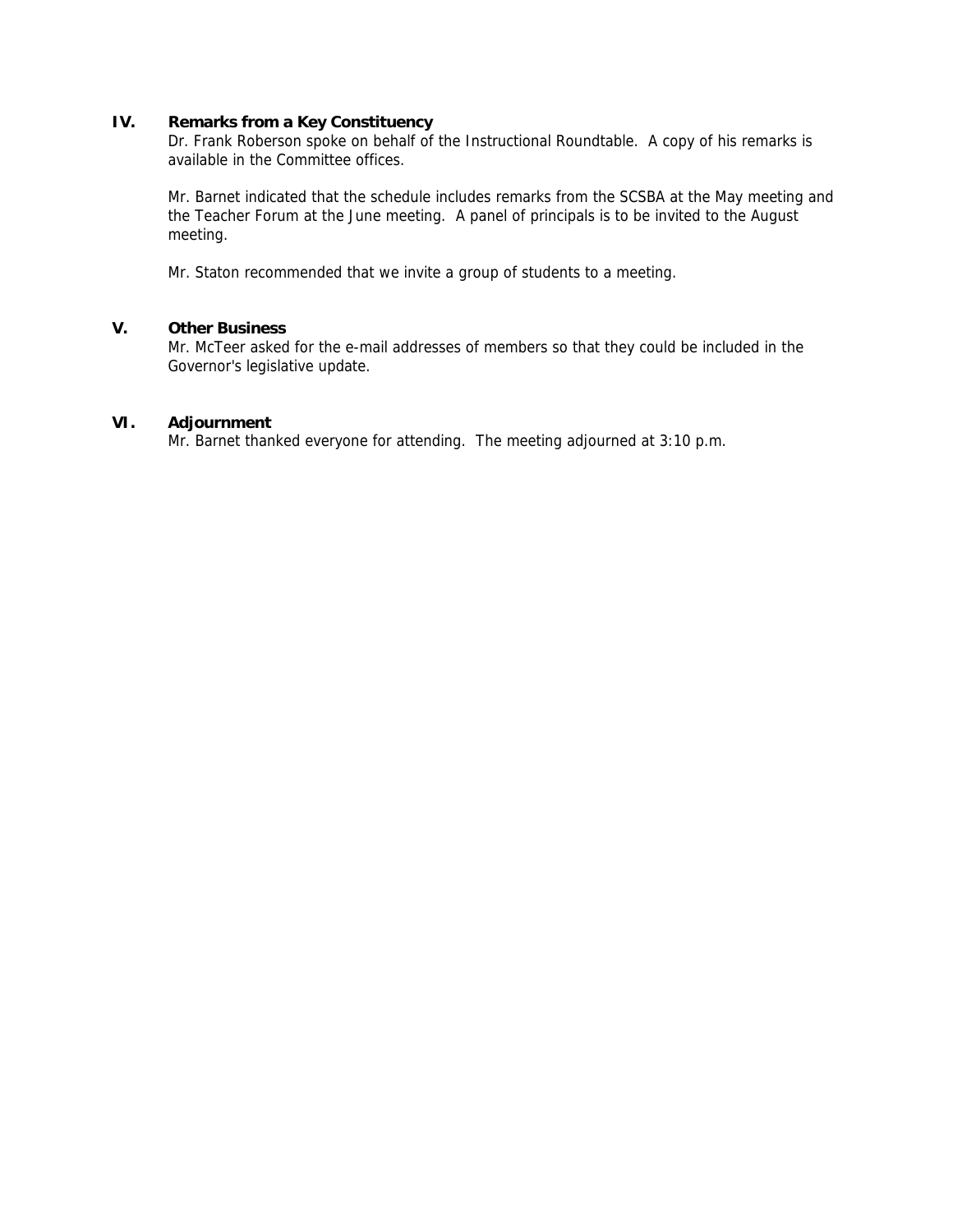## IV. Remarks from a Key Constituency

Dr. Frank Roberson spoke on behalf of the Instructional Roundtable. A copy of his remarks is available in the Committee offices.

Mr. Barnet indicated that the schedule includes remarks from the SCSBA at the May meeting and the Teacher Forum at the June meeting. A panel of principals is to be invited to the August meeting.

Mr. Staton recommended that we invite a group of students to a meeting.

## V. Other Business

Mr. McTeer asked for the e-mail addresses of members so that they could be included in the Governor's legislative update.

## VI. Adjournment

Mr. Barnet thanked everyone for attending. The meeting adjourned at 3:10 p.m.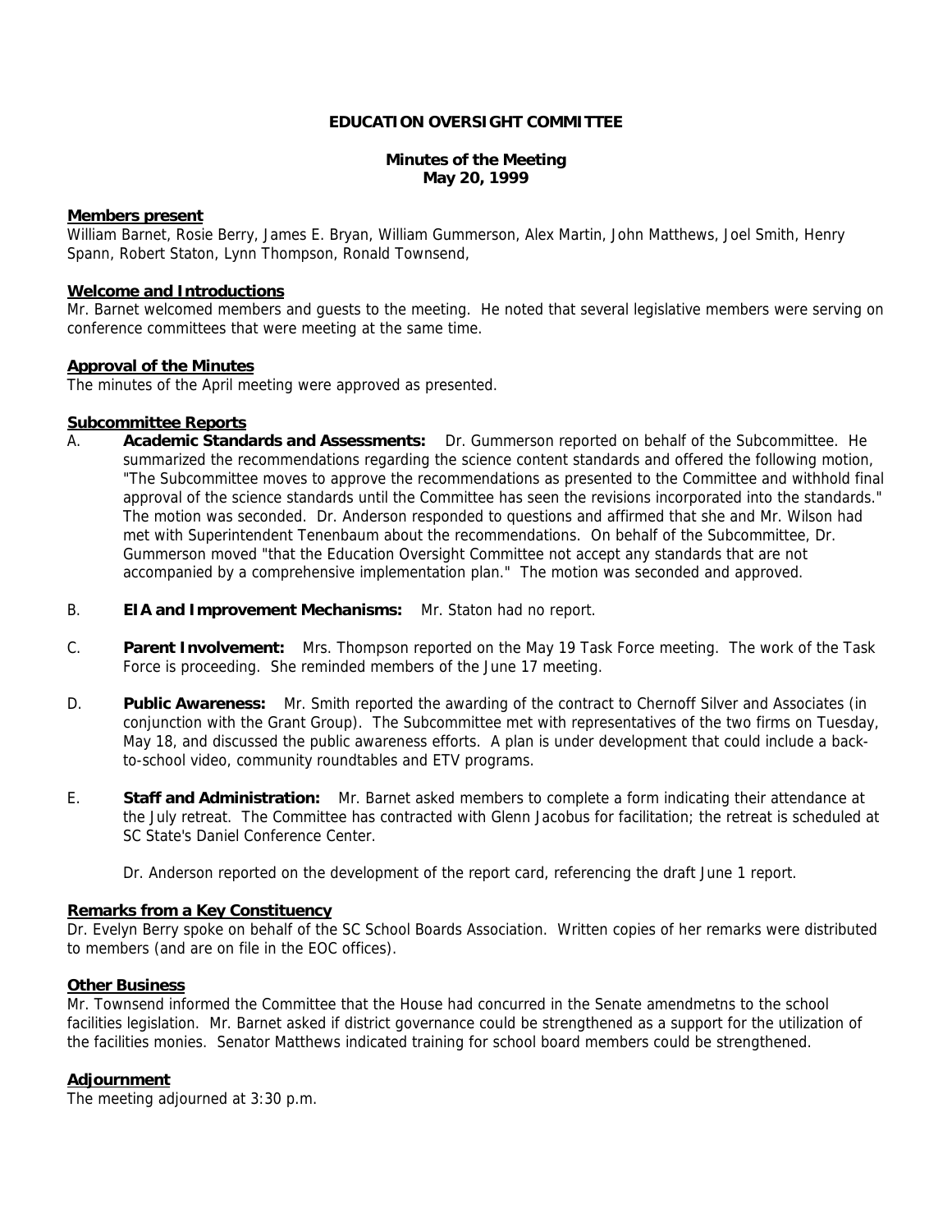# EDUCATION OVERSIGHT COMMITTEE

## Minutes of the Meeting
## May 20, 1999

**Members present**

William Barnet, Rosie Berry, James E. Bryan, William Gummerson, Alex Martin, John Matthews, Joel Smith, Henry Spann, Robert Staton, Lynn Thompson, Ronald Townsend,

**Welcome and Introductions**

Mr. Barnet welcomed members and guests to the meeting. He noted that several legislative members were serving on conference committees that were meeting at the same time.

**Approval of the Minutes**

The minutes of the April meeting were approved as presented.

**Subcommittee Reports**

A. **Academic Standards and Assessments:** Dr. Gummerson reported on behalf of the Subcommittee. He summarized the recommendations regarding the science content standards and offered the following motion, "The Subcommittee moves to approve the recommendations as presented to the Committee and withhold final approval of the science standards until the Committee has seen the revisions incorporated into the standards." The motion was seconded. Dr. Anderson responded to questions and affirmed that she and Mr. Wilson had met with Superintendent Tenenbaum about the recommendations. On behalf of the Subcommittee, Dr. Gummerson moved "that the Education Oversight Committee not accept any standards that are not accompanied by a comprehensive implementation plan." The motion was seconded and approved.

B. **EIA and Improvement Mechanisms:** Mr. Staton had no report.

C. **Parent Involvement:** Mrs. Thompson reported on the May 19 Task Force meeting. The work of the Task Force is proceeding. She reminded members of the June 17 meeting.

D. **Public Awareness:** Mr. Smith reported the awarding of the contract to Chernoff Silver and Associates (in conjunction with the Grant Group). The Subcommittee met with representatives of the two firms on Tuesday, May 18, and discussed the public awareness efforts. A plan is under development that could include a back-to-school video, community roundtables and ETV programs.

E. **Staff and Administration:** Mr. Barnet asked members to complete a form indicating their attendance at the July retreat. The Committee has contracted with Glenn Jacobus for facilitation; the retreat is scheduled at SC State's Daniel Conference Center.

   Dr. Anderson reported on the development of the report card, referencing the draft June 1 report.

**Remarks from a Key Constituency**

Dr. Evelyn Berry spoke on behalf of the SC School Boards Association. Written copies of her remarks were distributed to members (and are on file in the EOC offices).

**Other Business**

Mr. Townsend informed the Committee that the House had concurred in the Senate amendmetns to the school facilities legislation. Mr. Barnet asked if district governance could be strengthened as a support for the utilization of the facilities monies. Senator Matthews indicated training for school board members could be strengthened.

**Adjournment**

The meeting adjourned at 3:30 p.m.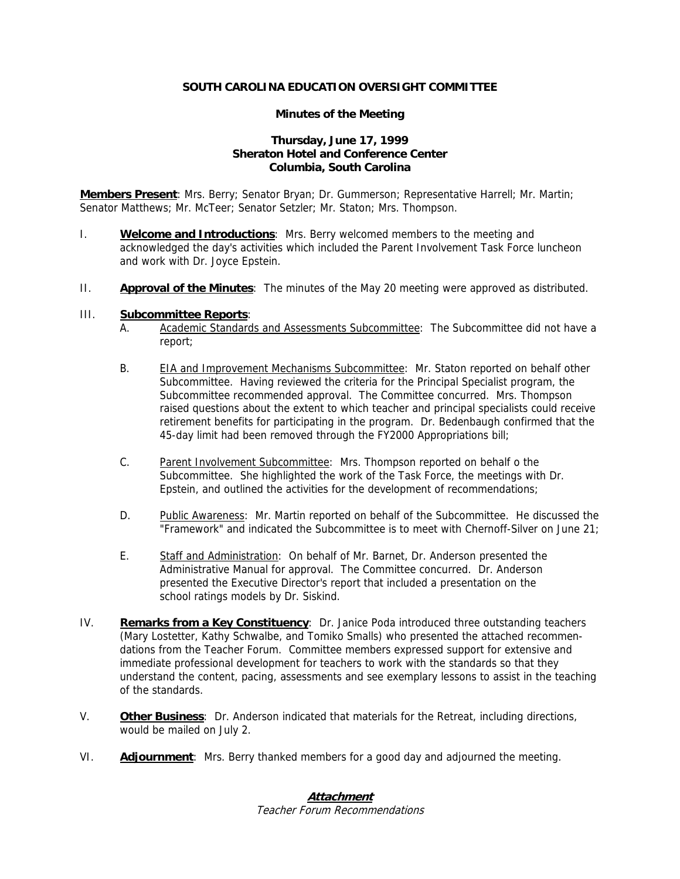**SOUTH CAROLINA EDUCATION OVERSIGHT COMMITTEE**

**Minutes of the Meeting**

**Thursday, June 17, 1999**
**Sheraton Hotel and Conference Center**
**Columbia, South Carolina**

**Members Present**: Mrs. Berry; Senator Bryan; Dr. Gummerson; Representative Harrell; Mr. Martin; Senator Matthews; Mr. McTeer; Senator Setzler; Mr. Staton; Mrs. Thompson.

I. **Welcome and Introductions**: Mrs. Berry welcomed members to the meeting and acknowledged the day's activities which included the Parent Involvement Task Force luncheon and work with Dr. Joyce Epstein.

II. **Approval of the Minutes**: The minutes of the May 20 meeting were approved as distributed.

III. **Subcommittee Reports**:

A. Academic Standards and Assessments Subcommittee: The Subcommittee did not have a report;

B. EIA and Improvement Mechanisms Subcommittee: Mr. Staton reported on behalf other Subcommittee. Having reviewed the criteria for the Principal Specialist program, the Subcommittee recommended approval. The Committee concurred. Mrs. Thompson raised questions about the extent to which teacher and principal specialists could receive retirement benefits for participating in the program. Dr. Bedenbaugh confirmed that the 45-day limit had been removed through the FY2000 Appropriations bill;

C. Parent Involvement Subcommittee: Mrs. Thompson reported on behalf o the Subcommittee. She highlighted the work of the Task Force, the meetings with Dr. Epstein, and outlined the activities for the development of recommendations;

D. Public Awareness: Mr. Martin reported on behalf of the Subcommittee. He discussed the "Framework" and indicated the Subcommittee is to meet with Chernoff-Silver on June 21;

E. Staff and Administration: On behalf of Mr. Barnet, Dr. Anderson presented the Administrative Manual for approval. The Committee concurred. Dr. Anderson presented the Executive Director's report that included a presentation on the school ratings models by Dr. Siskind.

IV. **Remarks from a Key Constituency**: Dr. Janice Poda introduced three outstanding teachers (Mary Lostetter, Kathy Schwalbe, and Tomiko Smalls) who presented the attached recommendations from the Teacher Forum. Committee members expressed support for extensive and immediate professional development for teachers to work with the standards so that they understand the content, pacing, assessments and see exemplary lessons to assist in the teaching of the standards.

V. **Other Business**: Dr. Anderson indicated that materials for the Retreat, including directions, would be mailed on July 2.

VI. **Adjournment**: Mrs. Berry thanked members for a good day and adjourned the meeting.

***Attachment***
*Teacher Forum Recommendations*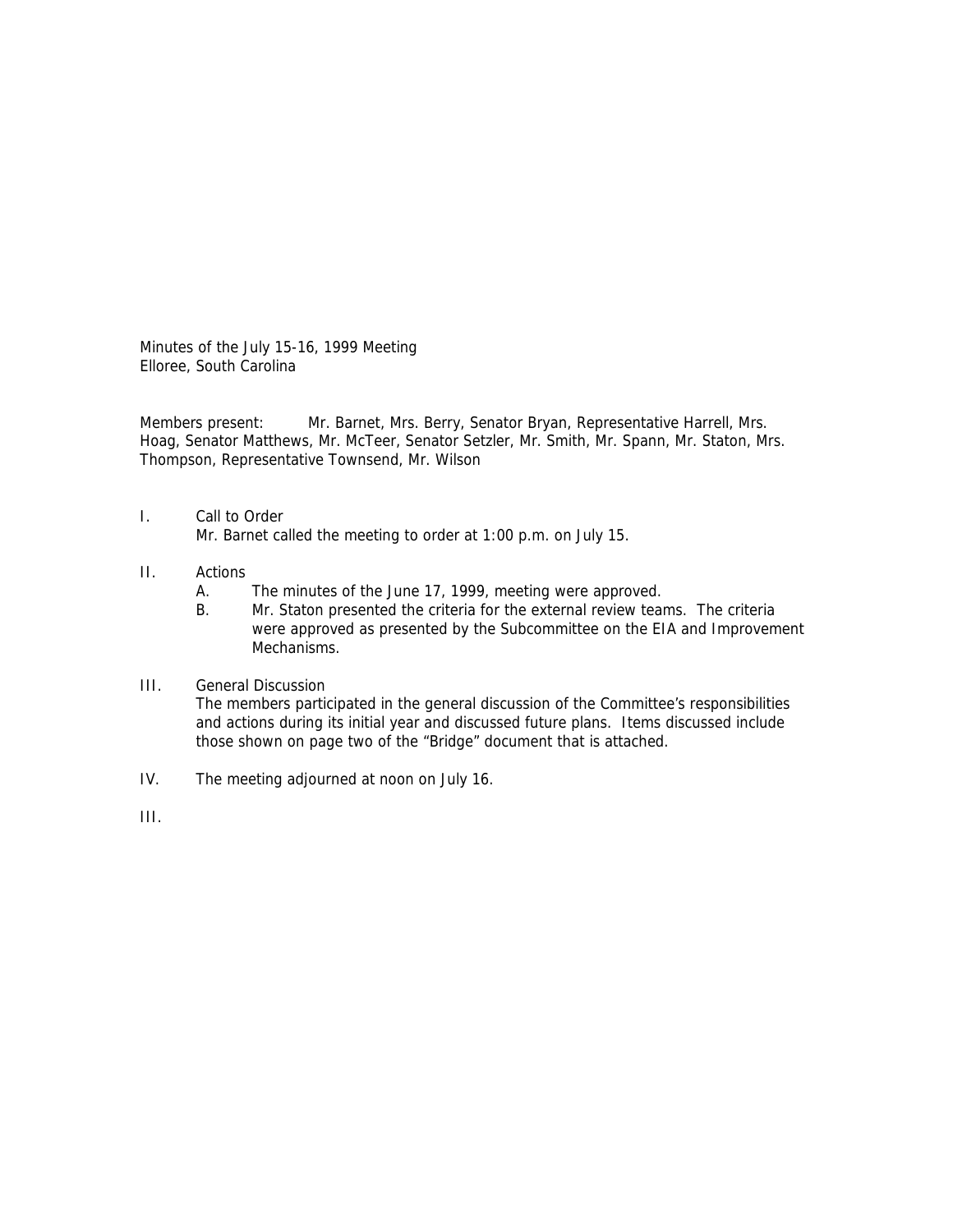Minutes of the July 15-16, 1999 Meeting
Elloree, South Carolina

Members present: Mr. Barnet, Mrs. Berry, Senator Bryan, Representative Harrell, Mrs. Hoag, Senator Matthews, Mr. McTeer, Senator Setzler, Mr. Smith, Mr. Spann, Mr. Staton, Mrs. Thompson, Representative Townsend, Mr. Wilson

I. Call to Order
   Mr. Barnet called the meeting to order at 1:00 p.m. on July 15.

II. Actions
   A. The minutes of the June 17, 1999, meeting were approved.
   B. Mr. Staton presented the criteria for the external review teams. The criteria were approved as presented by the Subcommittee on the EIA and Improvement Mechanisms.

III. General Discussion
   The members participated in the general discussion of the Committee's responsibilities and actions during its initial year and discussed future plans. Items discussed include those shown on page two of the "Bridge" document that is attached.

IV. The meeting adjourned at noon on July 16.

III.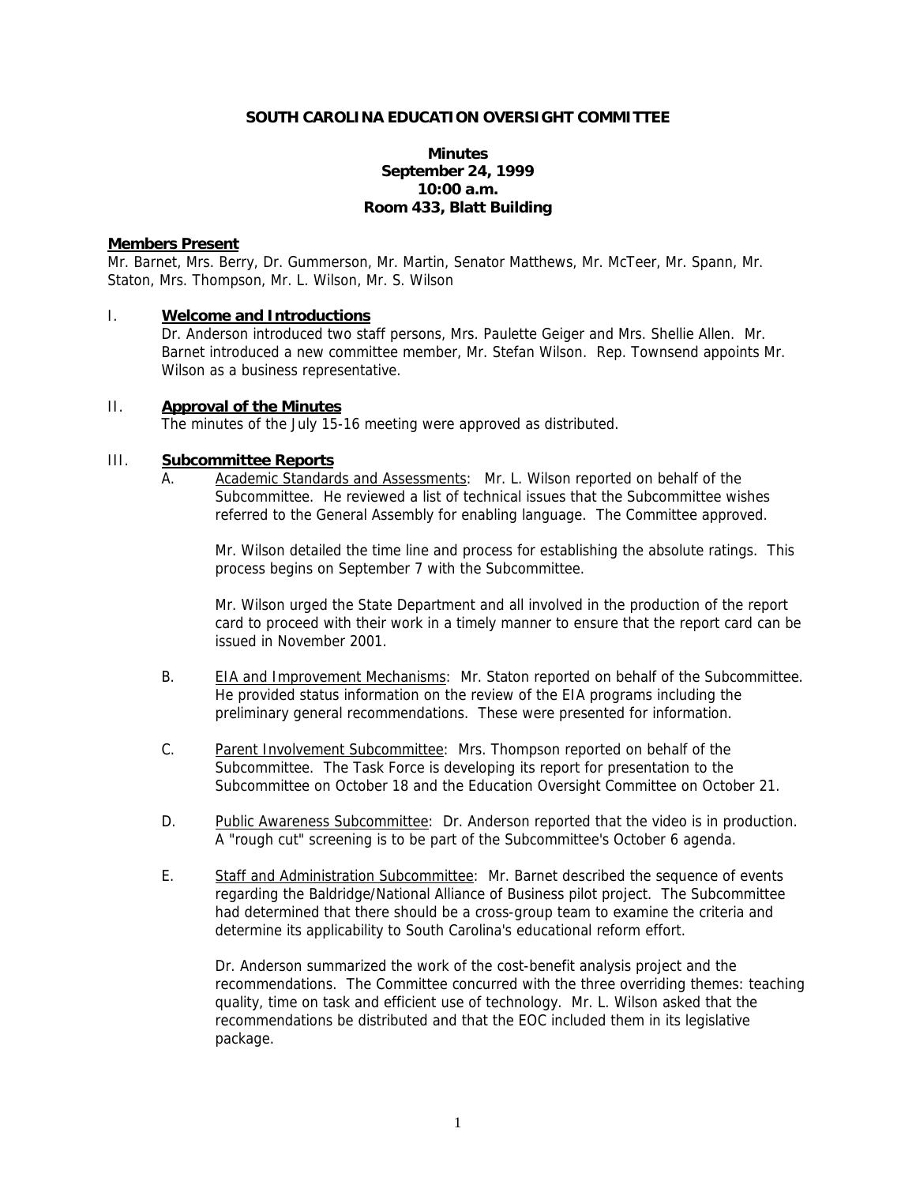**SOUTH CAROLINA EDUCATION OVERSIGHT COMMITTEE**

**Minutes**
**September 24, 1999**
**10:00 a.m.**
**Room 433, Blatt Building**

## Members Present

Mr. Barnet, Mrs. Berry, Dr. Gummerson, Mr. Martin, Senator Matthews, Mr. McTeer, Mr. Spann, Mr. Staton, Mrs. Thompson, Mr. L. Wilson, Mr. S. Wilson

## I. Welcome and Introductions

Dr. Anderson introduced two staff persons, Mrs. Paulette Geiger and Mrs. Shellie Allen. Mr. Barnet introduced a new committee member, Mr. Stefan Wilson. Rep. Townsend appoints Mr. Wilson as a business representative.

## II. Approval of the Minutes

The minutes of the July 15-16 meeting were approved as distributed.

## III. Subcommittee Reports

A. Academic Standards and Assessments: Mr. L. Wilson reported on behalf of the Subcommittee. He reviewed a list of technical issues that the Subcommittee wishes referred to the General Assembly for enabling language. The Committee approved.

Mr. Wilson detailed the time line and process for establishing the absolute ratings. This process begins on September 7 with the Subcommittee.

Mr. Wilson urged the State Department and all involved in the production of the report card to proceed with their work in a timely manner to ensure that the report card can be issued in November 2001.

B. EIA and Improvement Mechanisms: Mr. Staton reported on behalf of the Subcommittee. He provided status information on the review of the EIA programs including the preliminary general recommendations. These were presented for information.

C. Parent Involvement Subcommittee: Mrs. Thompson reported on behalf of the Subcommittee. The Task Force is developing its report for presentation to the Subcommittee on October 18 and the Education Oversight Committee on October 21.

D. Public Awareness Subcommittee: Dr. Anderson reported that the video is in production. A "rough cut" screening is to be part of the Subcommittee's October 6 agenda.

E. Staff and Administration Subcommittee: Mr. Barnet described the sequence of events regarding the Baldridge/National Alliance of Business pilot project. The Subcommittee had determined that there should be a cross-group team to examine the criteria and determine its applicability to South Carolina's educational reform effort.

Dr. Anderson summarized the work of the cost-benefit analysis project and the recommendations. The Committee concurred with the three overriding themes: teaching quality, time on task and efficient use of technology. Mr. L. Wilson asked that the recommendations be distributed and that the EOC included them in its legislative package.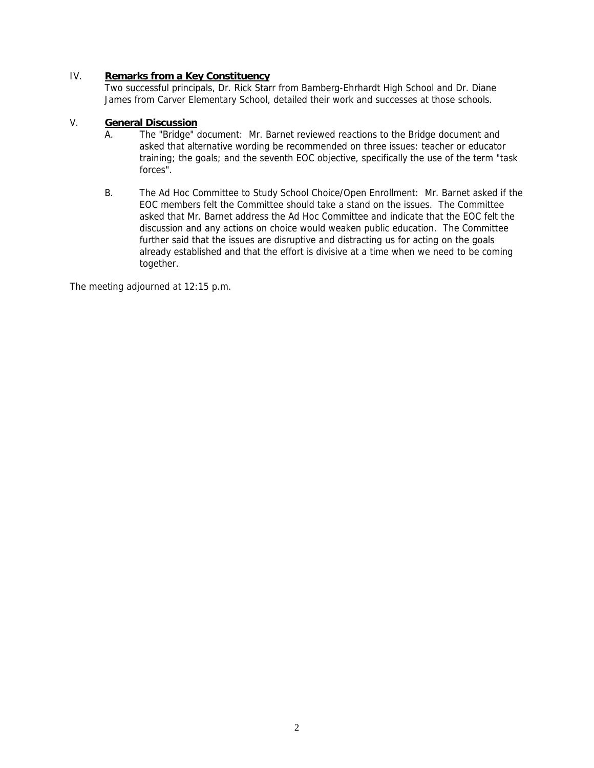IV. **Remarks from a Key Constituency**

Two successful principals, Dr. Rick Starr from Bamberg-Ehrhardt High School and Dr. Diane James from Carver Elementary School, detailed their work and successes at those schools.

V. **General Discussion**

A. The "Bridge" document: Mr. Barnet reviewed reactions to the Bridge document and asked that alternative wording be recommended on three issues: teacher or educator training; the goals; and the seventh EOC objective, specifically the use of the term "task forces".

B. The Ad Hoc Committee to Study School Choice/Open Enrollment: Mr. Barnet asked if the EOC members felt the Committee should take a stand on the issues. The Committee asked that Mr. Barnet address the Ad Hoc Committee and indicate that the EOC felt the discussion and any actions on choice would weaken public education. The Committee further said that the issues are disruptive and distracting us for acting on the goals already established and that the effort is divisive at a time when we need to be coming together.

The meeting adjourned at 12:15 p.m.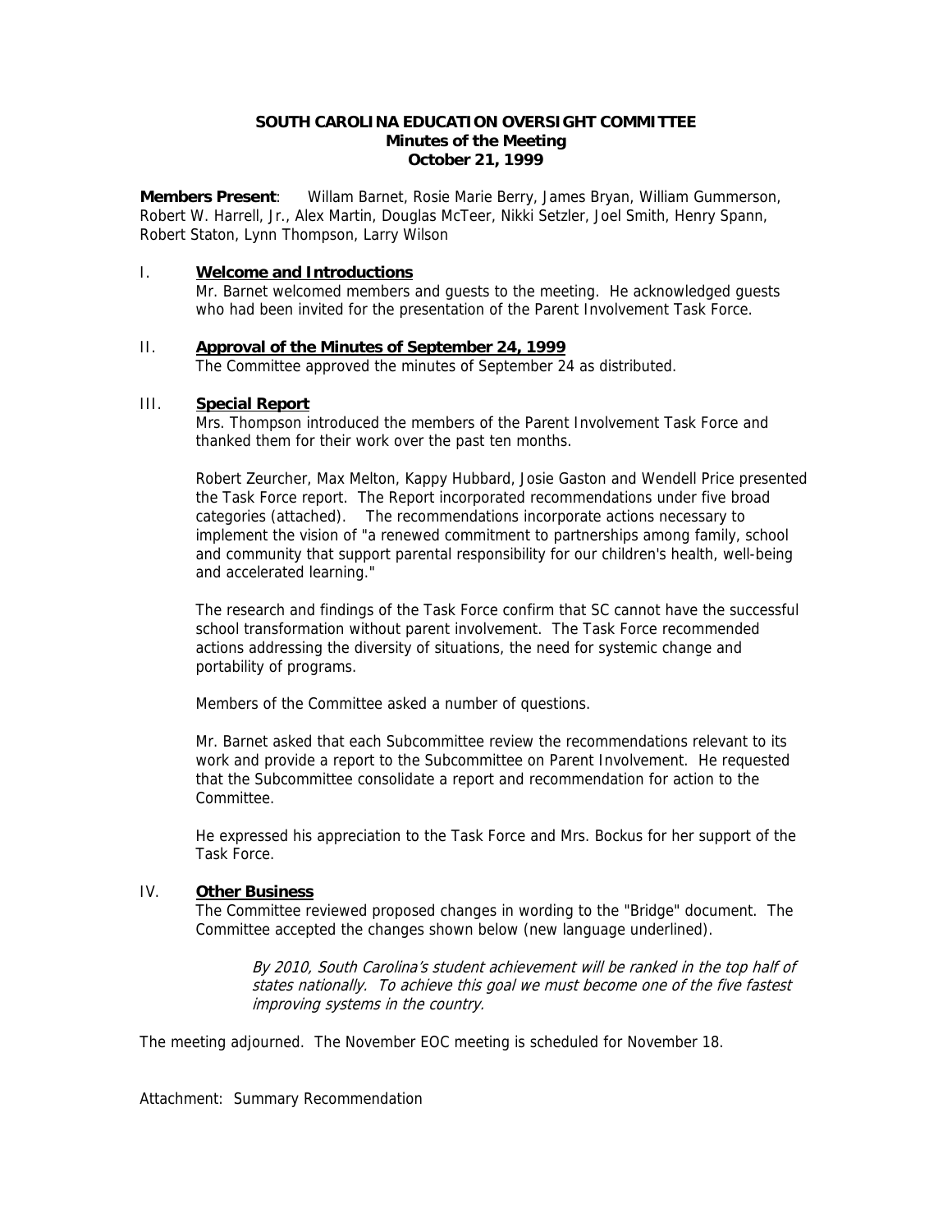**SOUTH CAROLINA EDUCATION OVERSIGHT COMMITTEE**
**Minutes of the Meeting**
**October 21, 1999**

**Members Present**: Willam Barnet, Rosie Marie Berry, James Bryan, William Gummerson, Robert W. Harrell, Jr., Alex Martin, Douglas McTeer, Nikki Setzler, Joel Smith, Henry Spann, Robert Staton, Lynn Thompson, Larry Wilson

I. **Welcome and Introductions**

Mr. Barnet welcomed members and guests to the meeting. He acknowledged guests who had been invited for the presentation of the Parent Involvement Task Force.

II. **Approval of the Minutes of September 24, 1999**

The Committee approved the minutes of September 24 as distributed.

III. **Special Report**

Mrs. Thompson introduced the members of the Parent Involvement Task Force and thanked them for their work over the past ten months.

Robert Zeurcher, Max Melton, Kappy Hubbard, Josie Gaston and Wendell Price presented the Task Force report. The Report incorporated recommendations under five broad categories (attached). The recommendations incorporate actions necessary to implement the vision of "a renewed commitment to partnerships among family, school and community that support parental responsibility for our children's health, well-being and accelerated learning."

The research and findings of the Task Force confirm that SC cannot have the successful school transformation without parent involvement. The Task Force recommended actions addressing the diversity of situations, the need for systemic change and portability of programs.

Members of the Committee asked a number of questions.

Mr. Barnet asked that each Subcommittee review the recommendations relevant to its work and provide a report to the Subcommittee on Parent Involvement. He requested that the Subcommittee consolidate a report and recommendation for action to the Committee.

He expressed his appreciation to the Task Force and Mrs. Bockus for her support of the Task Force.

IV. **Other Business**

The Committee reviewed proposed changes in wording to the "Bridge" document. The Committee accepted the changes shown below (new language underlined).

> *By 2010, South Carolina's student achievement will be ranked in the top half of states nationally. To achieve this goal we must become one of the five fastest improving systems in the country.*

The meeting adjourned. The November EOC meeting is scheduled for November 18.

Attachment: Summary Recommendation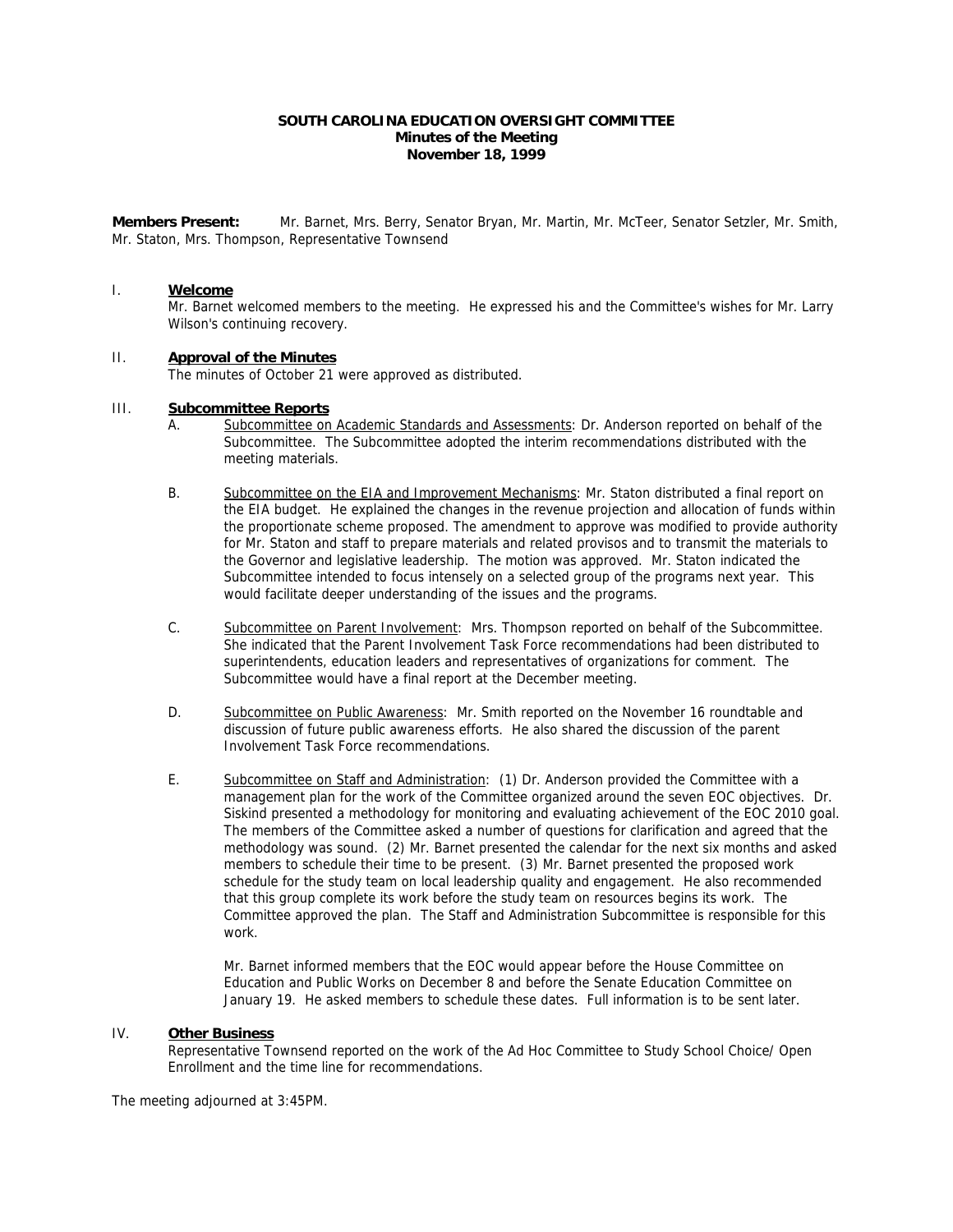**SOUTH CAROLINA EDUCATION OVERSIGHT COMMITTEE**
**Minutes of the Meeting**
**November 18, 1999**

**Members Present:** Mr. Barnet, Mrs. Berry, Senator Bryan, Mr. Martin, Mr. McTeer, Senator Setzler, Mr. Smith, Mr. Staton, Mrs. Thompson, Representative Townsend

I. **Welcome**
Mr. Barnet welcomed members to the meeting. He expressed his and the Committee's wishes for Mr. Larry Wilson's continuing recovery.

II. **Approval of the Minutes**
The minutes of October 21 were approved as distributed.

III. **Subcommittee Reports**

A. Subcommittee on Academic Standards and Assessments: Dr. Anderson reported on behalf of the Subcommittee. The Subcommittee adopted the interim recommendations distributed with the meeting materials.

B. Subcommittee on the EIA and Improvement Mechanisms: Mr. Staton distributed a final report on the EIA budget. He explained the changes in the revenue projection and allocation of funds within the proportionate scheme proposed. The amendment to approve was modified to provide authority for Mr. Staton and staff to prepare materials and related provisos and to transmit the materials to the Governor and legislative leadership. The motion was approved. Mr. Staton indicated the Subcommittee intended to focus intensely on a selected group of the programs next year. This would facilitate deeper understanding of the issues and the programs.

C. Subcommittee on Parent Involvement: Mrs. Thompson reported on behalf of the Subcommittee. She indicated that the Parent Involvement Task Force recommendations had been distributed to superintendents, education leaders and representatives of organizations for comment. The Subcommittee would have a final report at the December meeting.

D. Subcommittee on Public Awareness: Mr. Smith reported on the November 16 roundtable and discussion of future public awareness efforts. He also shared the discussion of the parent Involvement Task Force recommendations.

E. Subcommittee on Staff and Administration: (1) Dr. Anderson provided the Committee with a management plan for the work of the Committee organized around the seven EOC objectives. Dr. Siskind presented a methodology for monitoring and evaluating achievement of the EOC 2010 goal. The members of the Committee asked a number of questions for clarification and agreed that the methodology was sound. (2) Mr. Barnet presented the calendar for the next six months and asked members to schedule their time to be present. (3) Mr. Barnet presented the proposed work schedule for the study team on local leadership quality and engagement. He also recommended that this group complete its work before the study team on resources begins its work. The Committee approved the plan. The Staff and Administration Subcommittee is responsible for this work.

Mr. Barnet informed members that the EOC would appear before the House Committee on Education and Public Works on December 8 and before the Senate Education Committee on January 19. He asked members to schedule these dates. Full information is to be sent later.

IV. **Other Business**
Representative Townsend reported on the work of the Ad Hoc Committee to Study School Choice/ Open Enrollment and the time line for recommendations.

The meeting adjourned at 3:45PM.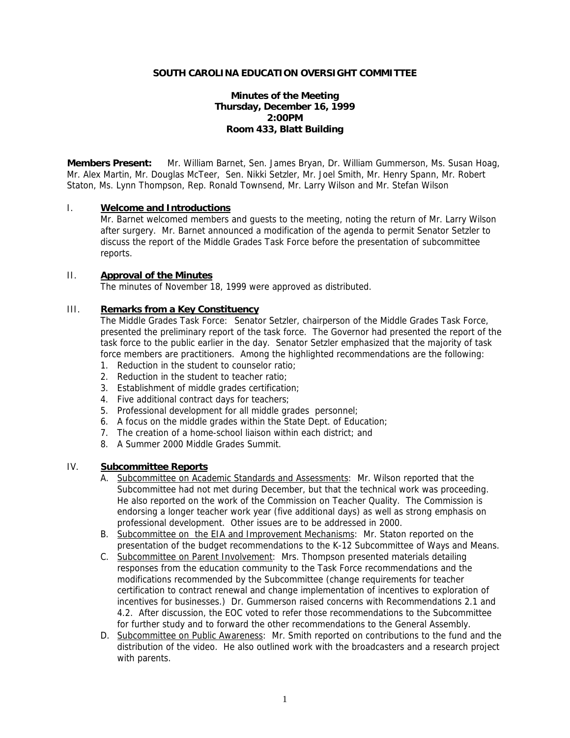**SOUTH CAROLINA EDUCATION OVERSIGHT COMMITTEE**

**Minutes of the Meeting**
**Thursday, December 16, 1999**
**2:00PM**
**Room 433, Blatt Building**

**Members Present:** Mr. William Barnet, Sen. James Bryan, Dr. William Gummerson, Ms. Susan Hoag, Mr. Alex Martin, Mr. Douglas McTeer, Sen. Nikki Setzler, Mr. Joel Smith, Mr. Henry Spann, Mr. Robert Staton, Ms. Lynn Thompson, Rep. Ronald Townsend, Mr. Larry Wilson and Mr. Stefan Wilson

I. **Welcome and Introductions**

Mr. Barnet welcomed members and guests to the meeting, noting the return of Mr. Larry Wilson after surgery. Mr. Barnet announced a modification of the agenda to permit Senator Setzler to discuss the report of the Middle Grades Task Force before the presentation of subcommittee reports.

II. **Approval of the Minutes**

The minutes of November 18, 1999 were approved as distributed.

III. **Remarks from a Key Constituency**

The Middle Grades Task Force: Senator Setzler, chairperson of the Middle Grades Task Force, presented the preliminary report of the task force. The Governor had presented the report of the task force to the public earlier in the day. Senator Setzler emphasized that the majority of task force members are practitioners. Among the highlighted recommendations are the following:

1. Reduction in the student to counselor ratio;
2. Reduction in the student to teacher ratio;
3. Establishment of middle grades certification;
4. Five additional contract days for teachers;
5. Professional development for all middle grades personnel;
6. A focus on the middle grades within the State Dept. of Education;
7. The creation of a home-school liaison within each district; and
8. A Summer 2000 Middle Grades Summit.

IV. **Subcommittee Reports**

A. Subcommittee on Academic Standards and Assessments: Mr. Wilson reported that the Subcommittee had not met during December, but that the technical work was proceeding. He also reported on the work of the Commission on Teacher Quality. The Commission is endorsing a longer teacher work year (five additional days) as well as strong emphasis on professional development. Other issues are to be addressed in 2000.

B. Subcommittee on the EIA and Improvement Mechanisms: Mr. Staton reported on the presentation of the budget recommendations to the K-12 Subcommittee of Ways and Means.

C. Subcommittee on Parent Involvement: Mrs. Thompson presented materials detailing responses from the education community to the Task Force recommendations and the modifications recommended by the Subcommittee (change requirements for teacher certification to contract renewal and change implementation of incentives to exploration of incentives for businesses.) Dr. Gummerson raised concerns with Recommendations 2.1 and 4.2. After discussion, the EOC voted to refer those recommendations to the Subcommittee for further study and to forward the other recommendations to the General Assembly.

D. Subcommittee on Public Awareness: Mr. Smith reported on contributions to the fund and the distribution of the video. He also outlined work with the broadcasters and a research project with parents.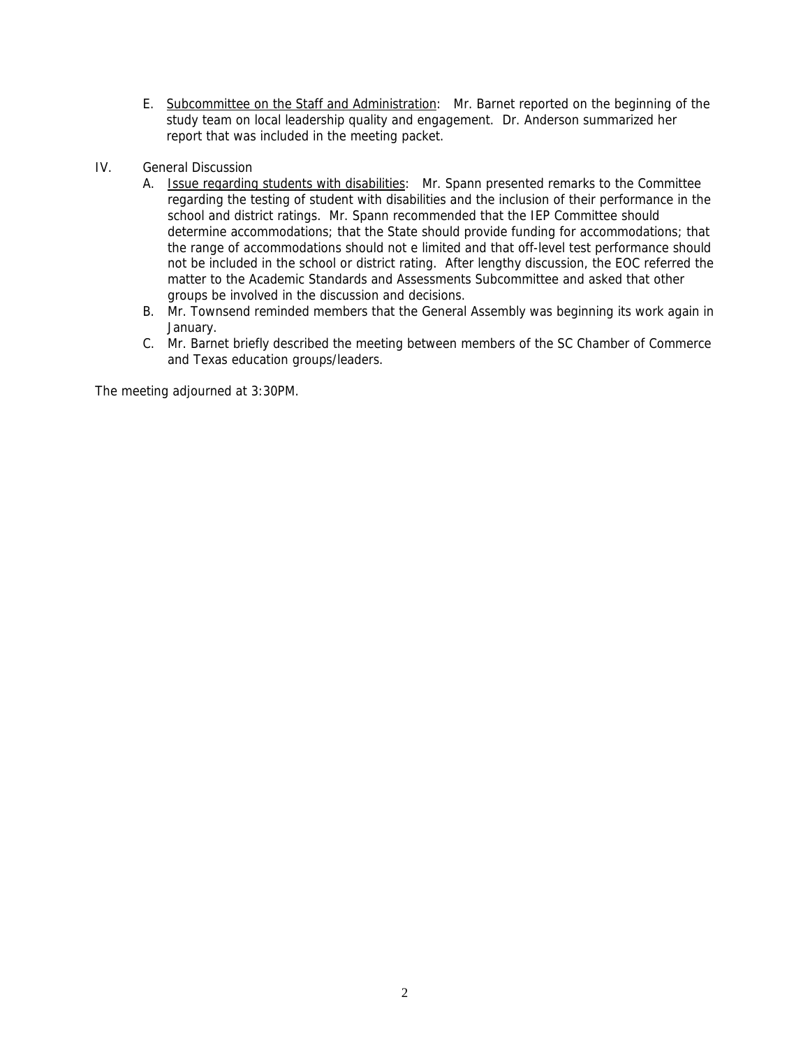E. <u>Subcommittee on the Staff and Administration</u>: Mr. Barnet reported on the beginning of the study team on local leadership quality and engagement. Dr. Anderson summarized her report that was included in the meeting packet.

IV. General Discussion

A. <u>Issue regarding students with disabilities</u>: Mr. Spann presented remarks to the Committee regarding the testing of student with disabilities and the inclusion of their performance in the school and district ratings. Mr. Spann recommended that the IEP Committee should determine accommodations; that the State should provide funding for accommodations; that the range of accommodations should not e limited and that off-level test performance should not be included in the school or district rating. After lengthy discussion, the EOC referred the matter to the Academic Standards and Assessments Subcommittee and asked that other groups be involved in the discussion and decisions.

B. Mr. Townsend reminded members that the General Assembly was beginning its work again in January.

C. Mr. Barnet briefly described the meeting between members of the SC Chamber of Commerce and Texas education groups/leaders.

The meeting adjourned at 3:30PM.